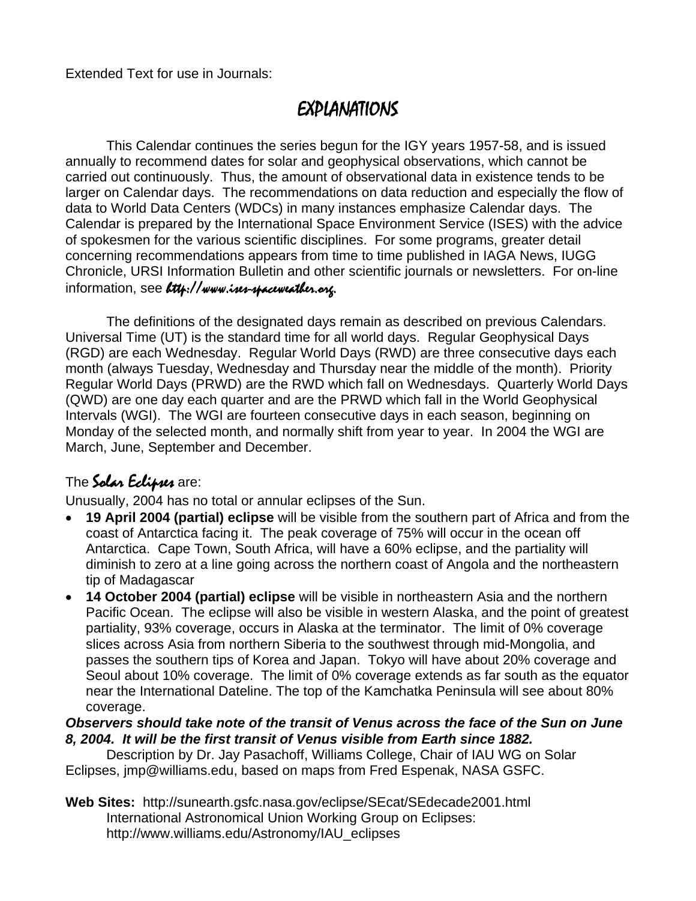Extended Text for use in Journals:

# EXPLANATIONS

This Calendar continues the series begun for the IGY years 1957-58, and is issued annually to recommend dates for solar and geophysical observations, which cannot be carried out continuously. Thus, the amount of observational data in existence tends to be larger on Calendar days. The recommendations on data reduction and especially the flow of data to World Data Centers (WDCs) in many instances emphasize Calendar days. The Calendar is prepared by the International Space Environment Service (ISES) with the advice of spokesmen for the various scientific disciplines. For some programs, greater detail concerning recommendations appears from time to time published in IAGA News, IUGG Chronicle, URSI Information Bulletin and other scientific journals or newsletters. For on-line information, see ***http://www.ises-spaceweather.org***.

The definitions of the designated days remain as described on previous Calendars. Universal Time (UT) is the standard time for all world days. Regular Geophysical Days (RGD) are each Wednesday. Regular World Days (RWD) are three consecutive days each month (always Tuesday, Wednesday and Thursday near the middle of the month). Priority Regular World Days (PRWD) are the RWD which fall on Wednesdays. Quarterly World Days (QWD) are one day each quarter and are the PRWD which fall in the World Geophysical Intervals (WGI). The WGI are fourteen consecutive days in each season, beginning on Monday of the selected month, and normally shift from year to year. In 2004 the WGI are March, June, September and December.

The ***Solar Eclipses*** are:

Unusually, 2004 has no total or annular eclipses of the Sun.

- **19 April 2004 (partial) eclipse** will be visible from the southern part of Africa and from the coast of Antarctica facing it. The peak coverage of 75% will occur in the ocean off Antarctica. Cape Town, South Africa, will have a 60% eclipse, and the partiality will diminish to zero at a line going across the northern coast of Angola and the northeastern tip of Madagascar
- **14 October 2004 (partial) eclipse** will be visible in northeastern Asia and the northern Pacific Ocean. The eclipse will also be visible in western Alaska, and the point of greatest partiality, 93% coverage, occurs in Alaska at the terminator. The limit of 0% coverage slices across Asia from northern Siberia to the southwest through mid-Mongolia, and passes the southern tips of Korea and Japan. Tokyo will have about 20% coverage and Seoul about 10% coverage. The limit of 0% coverage extends as far south as the equator near the International Dateline. The top of the Kamchatka Peninsula will see about 80% coverage.

***Observers should take note of the transit of Venus across the face of the Sun on June 8, 2004. It will be the first transit of Venus visible from Earth since 1882.***

Description by Dr. Jay Pasachoff, Williams College, Chair of IAU WG on Solar Eclipses, jmp@williams.edu, based on maps from Fred Espenak, NASA GSFC.

**Web Sites:** http://sunearth.gsfc.nasa.gov/eclipse/SEcat/SEdecade2001.html
International Astronomical Union Working Group on Eclipses:
http://www.williams.edu/Astronomy/IAU_eclipses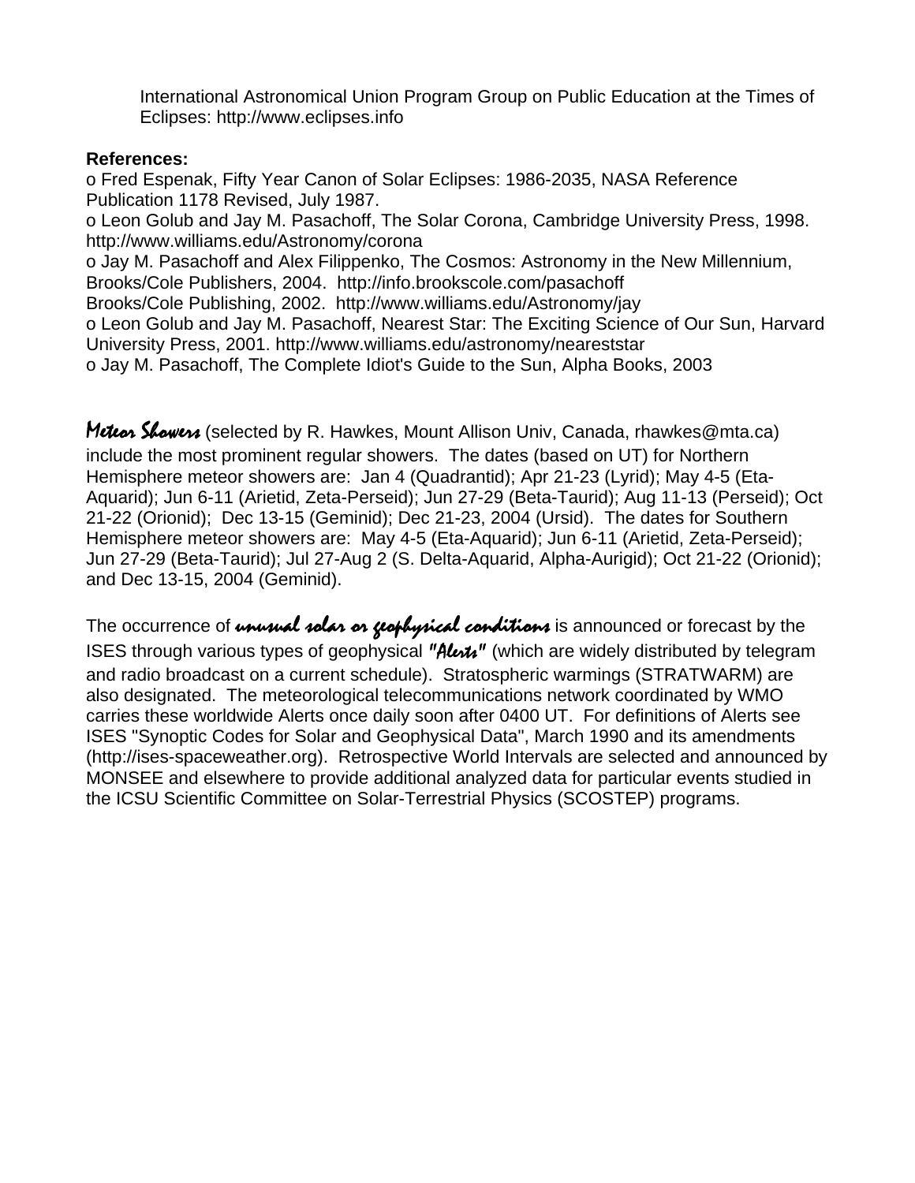International Astronomical Union Program Group on Public Education at the Times of Eclipses: http://www.eclipses.info

**References:**

o Fred Espenak, Fifty Year Canon of Solar Eclipses: 1986-2035, NASA Reference Publication 1178 Revised, July 1987.
o Leon Golub and Jay M. Pasachoff, The Solar Corona, Cambridge University Press, 1998. http://www.williams.edu/Astronomy/corona
o Jay M. Pasachoff and Alex Filippenko, The Cosmos: Astronomy in the New Millennium, Brooks/Cole Publishers, 2004. http://info.brookscole.com/pasachoff
Brooks/Cole Publishing, 2002. http://www.williams.edu/Astronomy/jay
o Leon Golub and Jay M. Pasachoff, Nearest Star: The Exciting Science of Our Sun, Harvard University Press, 2001. http://www.williams.edu/astronomy/neareststar
o Jay M. Pasachoff, The Complete Idiot's Guide to the Sun, Alpha Books, 2003

***Meteor Showers*** (selected by R. Hawkes, Mount Allison Univ, Canada, rhawkes@mta.ca) include the most prominent regular showers. The dates (based on UT) for Northern Hemisphere meteor showers are: Jan 4 (Quadrantid); Apr 21-23 (Lyrid); May 4-5 (Eta-Aquarid); Jun 6-11 (Arietid, Zeta-Perseid); Jun 27-29 (Beta-Taurid); Aug 11-13 (Perseid); Oct 21-22 (Orionid); Dec 13-15 (Geminid); Dec 21-23, 2004 (Ursid). The dates for Southern Hemisphere meteor showers are: May 4-5 (Eta-Aquarid); Jun 6-11 (Arietid, Zeta-Perseid); Jun 27-29 (Beta-Taurid); Jul 27-Aug 2 (S. Delta-Aquarid, Alpha-Aurigid); Oct 21-22 (Orionid); and Dec 13-15, 2004 (Geminid).

The occurrence of ***unusual solar or geophysical conditions*** is announced or forecast by the ISES through various types of geophysical ***"Alerts"*** (which are widely distributed by telegram and radio broadcast on a current schedule). Stratospheric warmings (STRATWARM) are also designated. The meteorological telecommunications network coordinated by WMO carries these worldwide Alerts once daily soon after 0400 UT. For definitions of Alerts see ISES "Synoptic Codes for Solar and Geophysical Data", March 1990 and its amendments (http://ises-spaceweather.org). Retrospective World Intervals are selected and announced by MONSEE and elsewhere to provide additional analyzed data for particular events studied in the ICSU Scientific Committee on Solar-Terrestrial Physics (SCOSTEP) programs.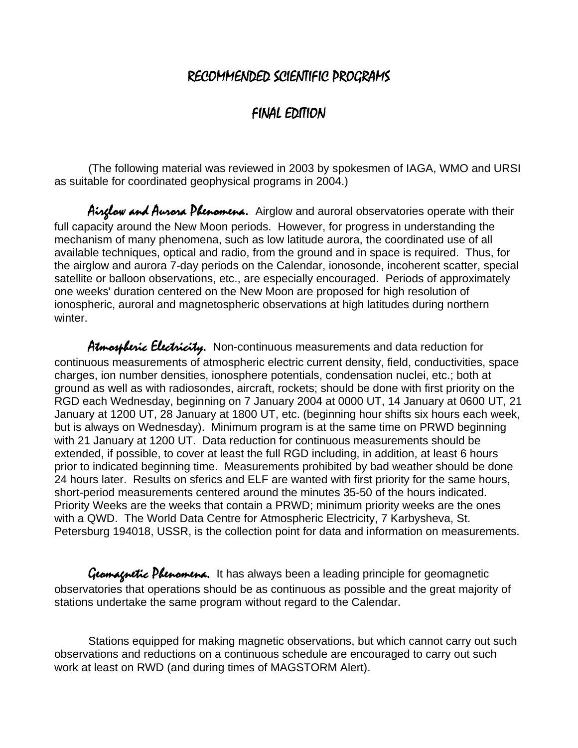# RECOMMENDED SCIENTIFIC PROGRAMS

## FINAL EDITION

(The following material was reviewed in 2003 by spokesmen of IAGA, WMO and URSI as suitable for coordinated geophysical programs in 2004.)

***Airglow and Aurora Phenomena.*** Airglow and auroral observatories operate with their full capacity around the New Moon periods. However, for progress in understanding the mechanism of many phenomena, such as low latitude aurora, the coordinated use of all available techniques, optical and radio, from the ground and in space is required. Thus, for the airglow and aurora 7-day periods on the Calendar, ionosonde, incoherent scatter, special satellite or balloon observations, etc., are especially encouraged. Periods of approximately one weeks' duration centered on the New Moon are proposed for high resolution of ionospheric, auroral and magnetospheric observations at high latitudes during northern winter.

***Atmospheric Electricity.*** Non-continuous measurements and data reduction for continuous measurements of atmospheric electric current density, field, conductivities, space charges, ion number densities, ionosphere potentials, condensation nuclei, etc.; both at ground as well as with radiosondes, aircraft, rockets; should be done with first priority on the RGD each Wednesday, beginning on 7 January 2004 at 0000 UT, 14 January at 0600 UT, 21 January at 1200 UT, 28 January at 1800 UT, etc. (beginning hour shifts six hours each week, but is always on Wednesday). Minimum program is at the same time on PRWD beginning with 21 January at 1200 UT. Data reduction for continuous measurements should be extended, if possible, to cover at least the full RGD including, in addition, at least 6 hours prior to indicated beginning time. Measurements prohibited by bad weather should be done 24 hours later. Results on sferics and ELF are wanted with first priority for the same hours, short-period measurements centered around the minutes 35-50 of the hours indicated. Priority Weeks are the weeks that contain a PRWD; minimum priority weeks are the ones with a QWD. The World Data Centre for Atmospheric Electricity, 7 Karbysheva, St. Petersburg 194018, USSR, is the collection point for data and information on measurements.

***Geomagnetic Phenomena.*** It has always been a leading principle for geomagnetic observatories that operations should be as continuous as possible and the great majority of stations undertake the same program without regard to the Calendar.

Stations equipped for making magnetic observations, but which cannot carry out such observations and reductions on a continuous schedule are encouraged to carry out such work at least on RWD (and during times of MAGSTORM Alert).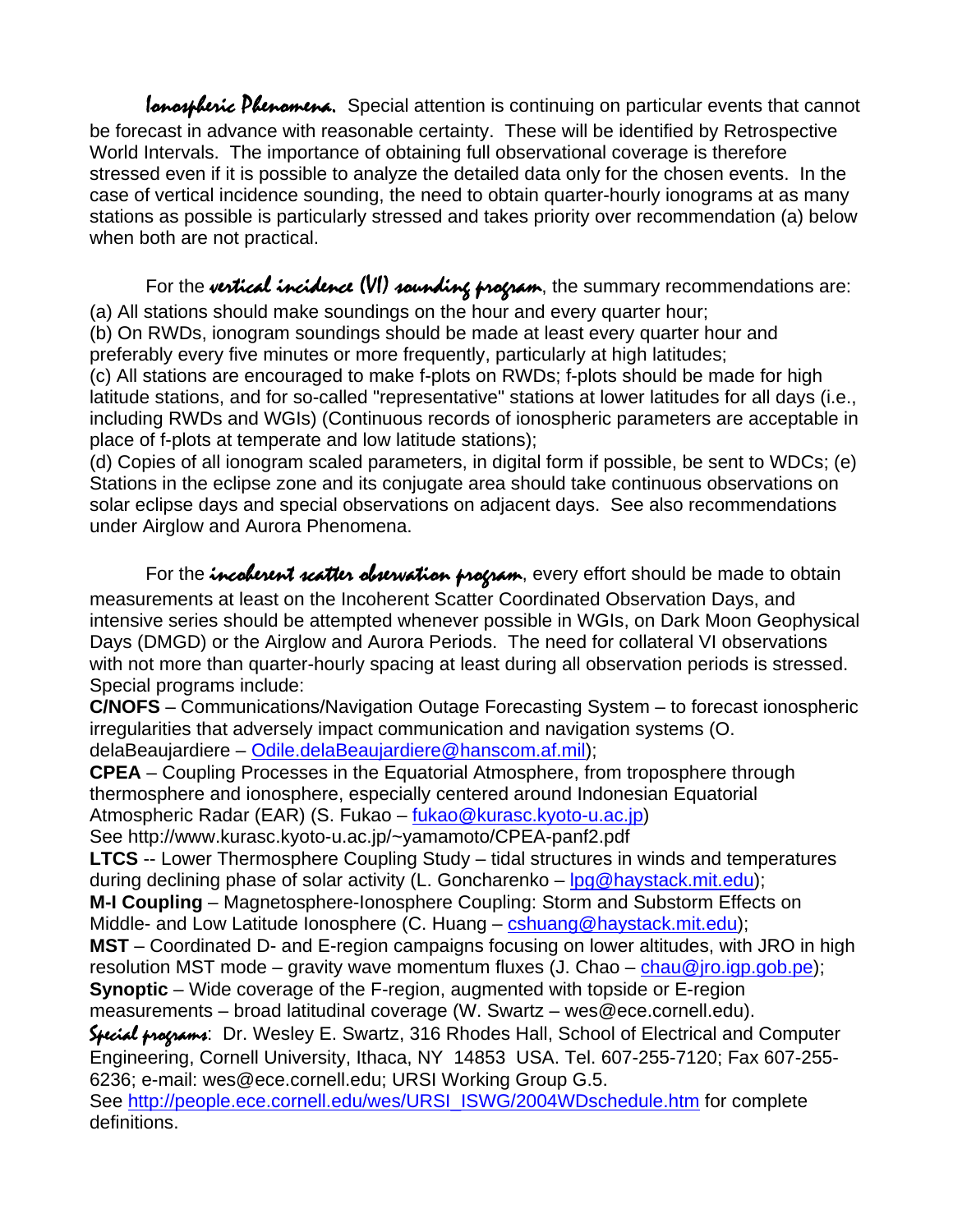*Ionospheric Phenomena.* Special attention is continuing on particular events that cannot be forecast in advance with reasonable certainty. These will be identified by Retrospective World Intervals. The importance of obtaining full observational coverage is therefore stressed even if it is possible to analyze the detailed data only for the chosen events. In the case of vertical incidence sounding, the need to obtain quarter-hourly ionograms at as many stations as possible is particularly stressed and takes priority over recommendation (a) below when both are not practical.

For the *vertical incidence (VI) sounding program*, the summary recommendations are:
(a) All stations should make soundings on the hour and every quarter hour;
(b) On RWDs, ionogram soundings should be made at least every quarter hour and preferably every five minutes or more frequently, particularly at high latitudes;
(c) All stations are encouraged to make f-plots on RWDs; f-plots should be made for high latitude stations, and for so-called "representative" stations at lower latitudes for all days (i.e., including RWDs and WGIs) (Continuous records of ionospheric parameters are acceptable in place of f-plots at temperate and low latitude stations);
(d) Copies of all ionogram scaled parameters, in digital form if possible, be sent to WDCs; (e) Stations in the eclipse zone and its conjugate area should take continuous observations on solar eclipse days and special observations on adjacent days. See also recommendations under Airglow and Aurora Phenomena.

For the *incoherent scatter observation program*, every effort should be made to obtain measurements at least on the Incoherent Scatter Coordinated Observation Days, and intensive series should be attempted whenever possible in WGIs, on Dark Moon Geophysical Days (DMGD) or the Airglow and Aurora Periods. The need for collateral VI observations with not more than quarter-hourly spacing at least during all observation periods is stressed. Special programs include:
**C/NOFS** – Communications/Navigation Outage Forecasting System – to forecast ionospheric irregularities that adversely impact communication and navigation systems (O. delaBeaujardiere – Odile.delaBeaujardiere@hanscom.af.mil);
**CPEA** – Coupling Processes in the Equatorial Atmosphere, from troposphere through thermosphere and ionosphere, especially centered around Indonesian Equatorial Atmospheric Radar (EAR) (S. Fukao – fukao@kurasc.kyoto-u.ac.jp)
See http://www.kurasc.kyoto-u.ac.jp/~yamamoto/CPEA-panf2.pdf
**LTCS** -- Lower Thermosphere Coupling Study – tidal structures in winds and temperatures during declining phase of solar activity (L. Goncharenko – lpg@haystack.mit.edu);
**M-I Coupling** – Magnetosphere-Ionosphere Coupling: Storm and Substorm Effects on Middle- and Low Latitude Ionosphere (C. Huang – cshuang@haystack.mit.edu);
**MST** – Coordinated D- and E-region campaigns focusing on lower altitudes, with JRO in high resolution MST mode – gravity wave momentum fluxes (J. Chao – chau@jro.igp.gob.pe);
**Synoptic** – Wide coverage of the F-region, augmented with topside or E-region measurements – broad latitudinal coverage (W. Swartz – wes@ece.cornell.edu).
*Special programs*: Dr. Wesley E. Swartz, 316 Rhodes Hall, School of Electrical and Computer Engineering, Cornell University, Ithaca, NY 14853 USA. Tel. 607-255-7120; Fax 607-255-6236; e-mail: wes@ece.cornell.edu; URSI Working Group G.5.
See http://people.ece.cornell.edu/wes/URSI_ISWG/2004WDschedule.htm for complete definitions.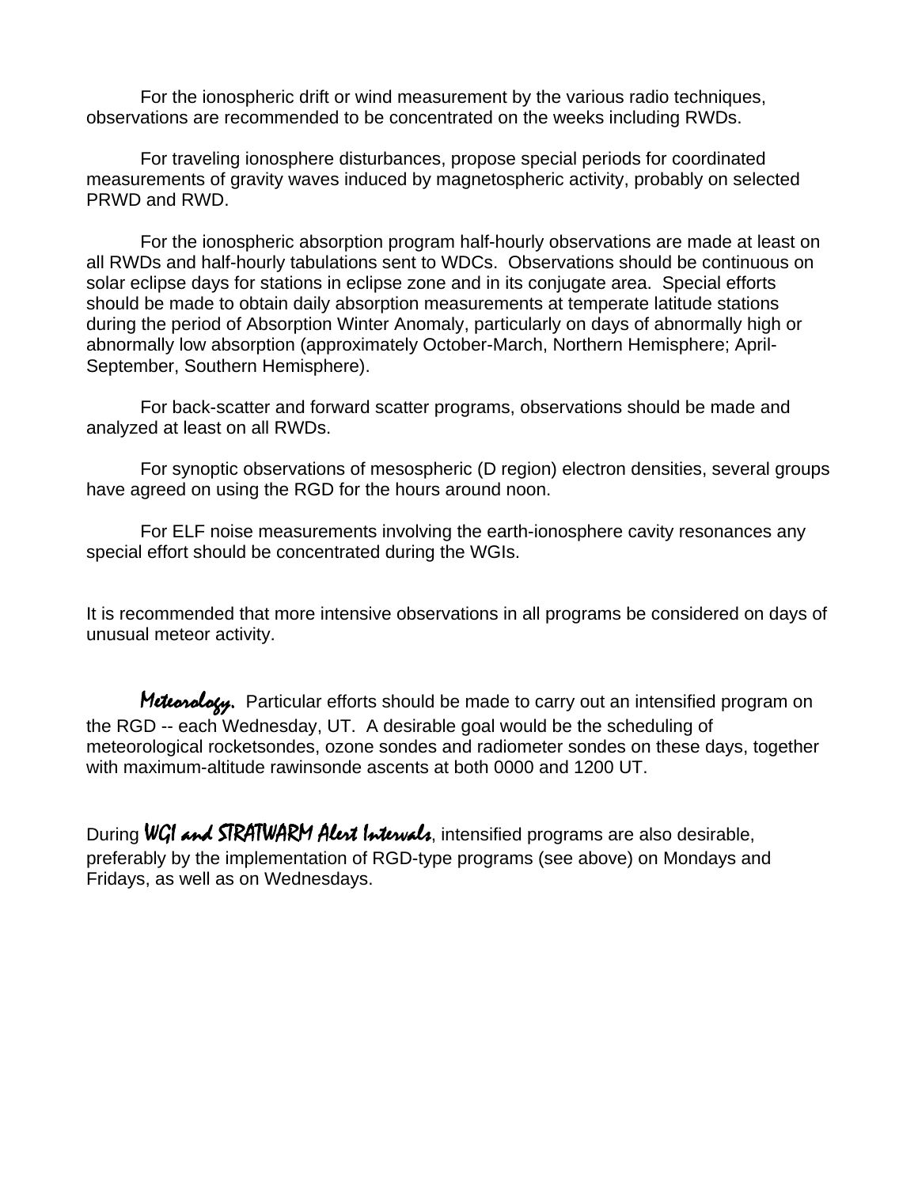For the ionospheric drift or wind measurement by the various radio techniques, observations are recommended to be concentrated on the weeks including RWDs.

For traveling ionosphere disturbances, propose special periods for coordinated measurements of gravity waves induced by magnetospheric activity, probably on selected PRWD and RWD.

For the ionospheric absorption program half-hourly observations are made at least on all RWDs and half-hourly tabulations sent to WDCs. Observations should be continuous on solar eclipse days for stations in eclipse zone and in its conjugate area. Special efforts should be made to obtain daily absorption measurements at temperate latitude stations during the period of Absorption Winter Anomaly, particularly on days of abnormally high or abnormally low absorption (approximately October-March, Northern Hemisphere; April-September, Southern Hemisphere).

For back-scatter and forward scatter programs, observations should be made and analyzed at least on all RWDs.

For synoptic observations of mesospheric (D region) electron densities, several groups have agreed on using the RGD for the hours around noon.

For ELF noise measurements involving the earth-ionosphere cavity resonances any special effort should be concentrated during the WGIs.

It is recommended that more intensive observations in all programs be considered on days of unusual meteor activity.

***Meteorology.*** Particular efforts should be made to carry out an intensified program on the RGD -- each Wednesday, UT. A desirable goal would be the scheduling of meteorological rocketsondes, ozone sondes and radiometer sondes on these days, together with maximum-altitude rawinsonde ascents at both 0000 and 1200 UT.

During ***WGI and STRATWARM Alert Intervals***, intensified programs are also desirable, preferably by the implementation of RGD-type programs (see above) on Mondays and Fridays, as well as on Wednesdays.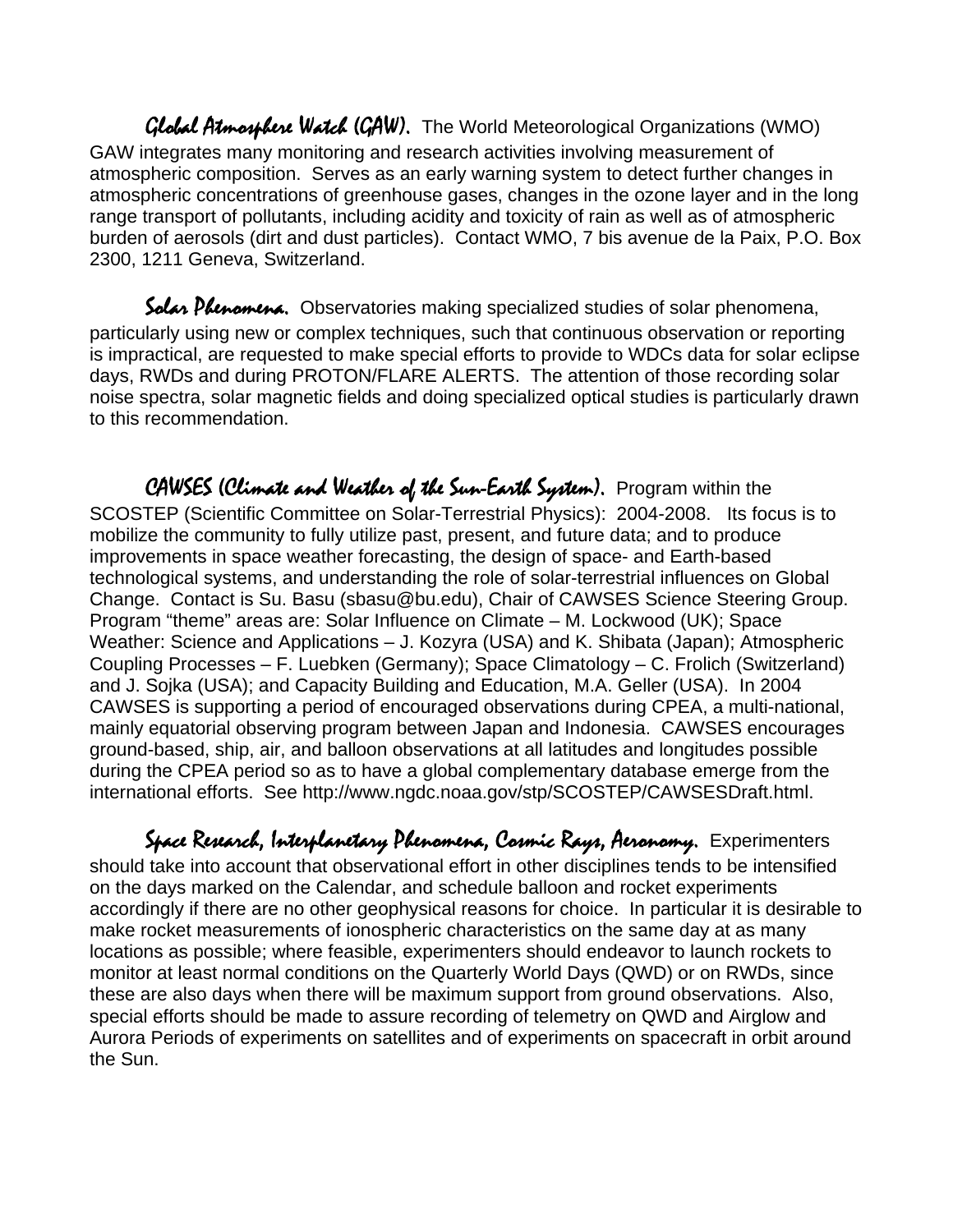*Global Atmosphere Watch (GAW).* The World Meteorological Organizations (WMO) GAW integrates many monitoring and research activities involving measurement of atmospheric composition. Serves as an early warning system to detect further changes in atmospheric concentrations of greenhouse gases, changes in the ozone layer and in the long range transport of pollutants, including acidity and toxicity of rain as well as of atmospheric burden of aerosols (dirt and dust particles). Contact WMO, 7 bis avenue de la Paix, P.O. Box 2300, 1211 Geneva, Switzerland.

*Solar Phenomena.* Observatories making specialized studies of solar phenomena, particularly using new or complex techniques, such that continuous observation or reporting is impractical, are requested to make special efforts to provide to WDCs data for solar eclipse days, RWDs and during PROTON/FLARE ALERTS. The attention of those recording solar noise spectra, solar magnetic fields and doing specialized optical studies is particularly drawn to this recommendation.

*CAWSES (Climate and Weather of the Sun-Earth System).* Program within the SCOSTEP (Scientific Committee on Solar-Terrestrial Physics): 2004-2008. Its focus is to mobilize the community to fully utilize past, present, and future data; and to produce improvements in space weather forecasting, the design of space- and Earth-based technological systems, and understanding the role of solar-terrestrial influences on Global Change. Contact is Su. Basu (sbasu@bu.edu), Chair of CAWSES Science Steering Group. Program "theme" areas are: Solar Influence on Climate – M. Lockwood (UK); Space Weather: Science and Applications – J. Kozyra (USA) and K. Shibata (Japan); Atmospheric Coupling Processes – F. Luebken (Germany); Space Climatology – C. Frolich (Switzerland) and J. Sojka (USA); and Capacity Building and Education, M.A. Geller (USA). In 2004 CAWSES is supporting a period of encouraged observations during CPEA, a multi-national, mainly equatorial observing program between Japan and Indonesia. CAWSES encourages ground-based, ship, air, and balloon observations at all latitudes and longitudes possible during the CPEA period so as to have a global complementary database emerge from the international efforts. See http://www.ngdc.noaa.gov/stp/SCOSTEP/CAWSESDraft.html.

*Space Research, Interplanetary Phenomena, Cosmic Rays, Aeronomy.* Experimenters should take into account that observational effort in other disciplines tends to be intensified on the days marked on the Calendar, and schedule balloon and rocket experiments accordingly if there are no other geophysical reasons for choice. In particular it is desirable to make rocket measurements of ionospheric characteristics on the same day at as many locations as possible; where feasible, experimenters should endeavor to launch rockets to monitor at least normal conditions on the Quarterly World Days (QWD) or on RWDs, since these are also days when there will be maximum support from ground observations. Also, special efforts should be made to assure recording of telemetry on QWD and Airglow and Aurora Periods of experiments on satellites and of experiments on spacecraft in orbit around the Sun.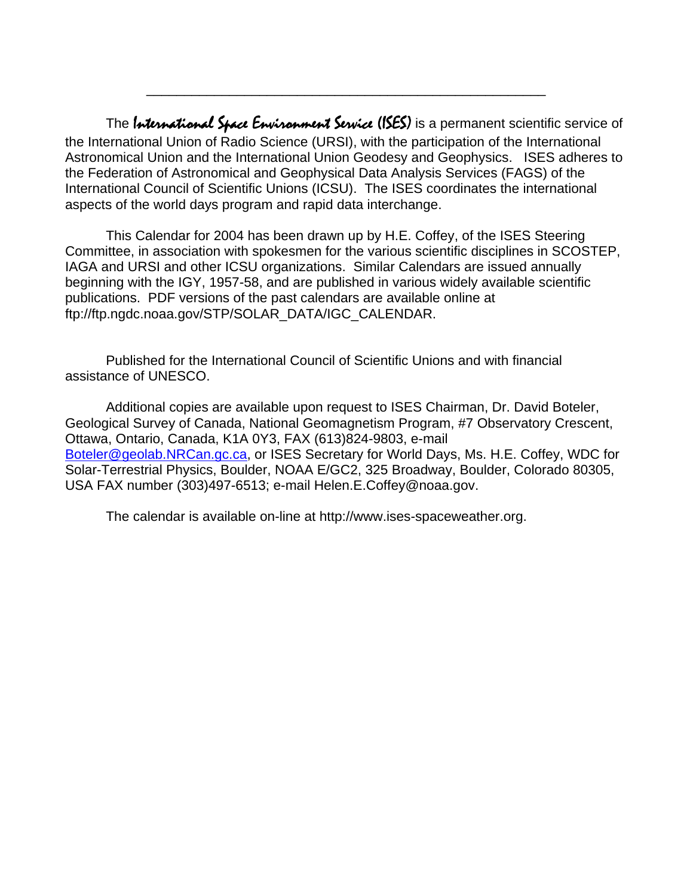---

The *International Space Environment Service (ISES)* is a permanent scientific service of the International Union of Radio Science (URSI), with the participation of the International Astronomical Union and the International Union Geodesy and Geophysics. ISES adheres to the Federation of Astronomical and Geophysical Data Analysis Services (FAGS) of the International Council of Scientific Unions (ICSU). The ISES coordinates the international aspects of the world days program and rapid data interchange.

This Calendar for 2004 has been drawn up by H.E. Coffey, of the ISES Steering Committee, in association with spokesmen for the various scientific disciplines in SCOSTEP, IAGA and URSI and other ICSU organizations. Similar Calendars are issued annually beginning with the IGY, 1957-58, and are published in various widely available scientific publications. PDF versions of the past calendars are available online at ftp://ftp.ngdc.noaa.gov/STP/SOLAR_DATA/IGC_CALENDAR.

Published for the International Council of Scientific Unions and with financial assistance of UNESCO.

Additional copies are available upon request to ISES Chairman, Dr. David Boteler, Geological Survey of Canada, National Geomagnetism Program, #7 Observatory Crescent, Ottawa, Ontario, Canada, K1A 0Y3, FAX (613)824-9803, e-mail Boteler@geolab.NRCan.gc.ca, or ISES Secretary for World Days, Ms. H.E. Coffey, WDC for Solar-Terrestrial Physics, Boulder, NOAA E/GC2, 325 Broadway, Boulder, Colorado 80305, USA FAX number (303)497-6513; e-mail Helen.E.Coffey@noaa.gov.

The calendar is available on-line at http://www.ises-spaceweather.org.